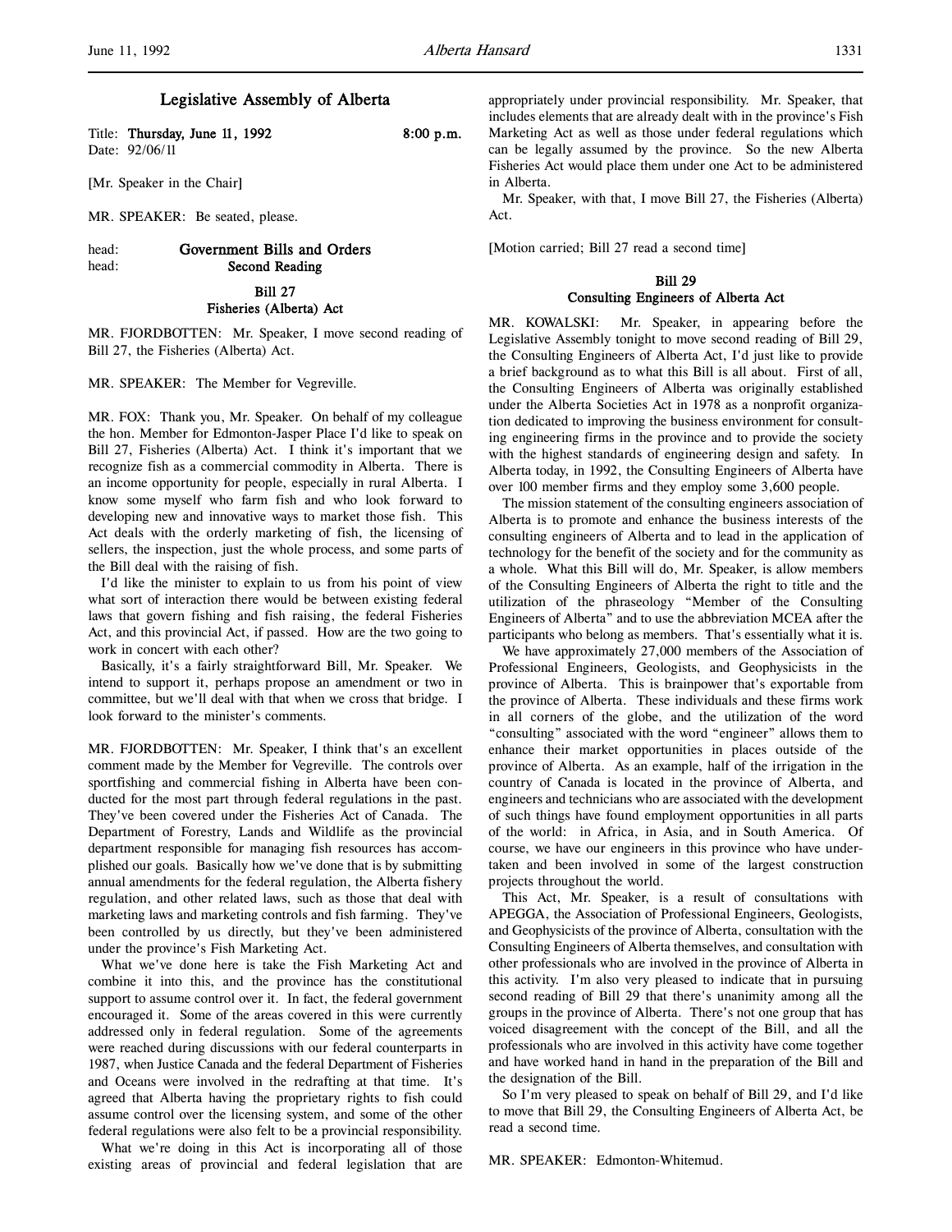# Legislative Assembly of Alberta

Title: **Thursday, June 11, 1992** 8:00 p.m.
Date: 92/06/11

[Mr. Speaker in the Chair]

MR. SPEAKER: Be seated, please.

head: **Government Bills and Orders**
head: **Second Reading**

### Bill 27
### Fisheries (Alberta) Act

MR. FJORDBOTTEN: Mr. Speaker, I move second reading of Bill 27, the Fisheries (Alberta) Act.

MR. SPEAKER: The Member for Vegreville.

MR. FOX: Thank you, Mr. Speaker. On behalf of my colleague the hon. Member for Edmonton-Jasper Place I'd like to speak on Bill 27, Fisheries (Alberta) Act. I think it's important that we recognize fish as a commercial commodity in Alberta. There is an income opportunity for people, especially in rural Alberta. I know some myself who farm fish and who look forward to developing new and innovative ways to market those fish. This Act deals with the orderly marketing of fish, the licensing of sellers, the inspection, just the whole process, and some parts of the Bill deal with the raising of fish.

I'd like the minister to explain to us from his point of view what sort of interaction there would be between existing federal laws that govern fishing and fish raising, the federal Fisheries Act, and this provincial Act, if passed. How are the two going to work in concert with each other?

Basically, it's a fairly straightforward Bill, Mr. Speaker. We intend to support it, perhaps propose an amendment or two in committee, but we'll deal with that when we cross that bridge. I look forward to the minister's comments.

MR. FJORDBOTTEN: Mr. Speaker, I think that's an excellent comment made by the Member for Vegreville. The controls over sportfishing and commercial fishing in Alberta have been conducted for the most part through federal regulations in the past. They've been covered under the Fisheries Act of Canada. The Department of Forestry, Lands and Wildlife as the provincial department responsible for managing fish resources has accomplished our goals. Basically how we've done that is by submitting annual amendments for the federal regulation, the Alberta fishery regulation, and other related laws, such as those that deal with marketing laws and marketing controls and fish farming. They've been controlled by us directly, but they've been administered under the province's Fish Marketing Act.

What we've done here is take the Fish Marketing Act and combine it into this, and the province has the constitutional support to assume control over it. In fact, the federal government encouraged it. Some of the areas covered in this were currently addressed only in federal regulation. Some of the agreements were reached during discussions with our federal counterparts in 1987, when Justice Canada and the federal Department of Fisheries and Oceans were involved in the redrafting at that time. It's agreed that Alberta having the proprietary rights to fish could assume control over the licensing system, and some of the other federal regulations were also felt to be a provincial responsibility.

What we're doing in this Act is incorporating all of those existing areas of provincial and federal legislation that are appropriately under provincial responsibility. Mr. Speaker, that includes elements that are already dealt with in the province's Fish Marketing Act as well as those under federal regulations which can be legally assumed by the province. So the new Alberta Fisheries Act would place them under one Act to be administered in Alberta.

Mr. Speaker, with that, I move Bill 27, the Fisheries (Alberta) Act.

[Motion carried; Bill 27 read a second time]

### Bill 29
### Consulting Engineers of Alberta Act

MR. KOWALSKI: Mr. Speaker, in appearing before the Legislative Assembly tonight to move second reading of Bill 29, the Consulting Engineers of Alberta Act, I'd just like to provide a brief background as to what this Bill is all about. First of all, the Consulting Engineers of Alberta was originally established under the Alberta Societies Act in 1978 as a nonprofit organization dedicated to improving the business environment for consulting engineering firms in the province and to provide the society with the highest standards of engineering design and safety. In Alberta today, in 1992, the Consulting Engineers of Alberta have over 100 member firms and they employ some 3,600 people.

The mission statement of the consulting engineers association of Alberta is to promote and enhance the business interests of the consulting engineers of Alberta and to lead in the application of technology for the benefit of the society and for the community as a whole. What this Bill will do, Mr. Speaker, is allow members of the Consulting Engineers of Alberta the right to title and the utilization of the phraseology "Member of the Consulting Engineers of Alberta" and to use the abbreviation MCEA after the participants who belong as members. That's essentially what it is.

We have approximately 27,000 members of the Association of Professional Engineers, Geologists, and Geophysicists in the province of Alberta. This is brainpower that's exportable from the province of Alberta. These individuals and these firms work in all corners of the globe, and the utilization of the word "consulting" associated with the word "engineer" allows them to enhance their market opportunities in places outside of the province of Alberta. As an example, half of the irrigation in the country of Canada is located in the province of Alberta, and engineers and technicians who are associated with the development of such things have found employment opportunities in all parts of the world: in Africa, in Asia, and in South America. Of course, we have our engineers in this province who have undertaken and been involved in some of the largest construction projects throughout the world.

This Act, Mr. Speaker, is a result of consultations with APEGGA, the Association of Professional Engineers, Geologists, and Geophysicists of the province of Alberta, consultation with the Consulting Engineers of Alberta themselves, and consultation with other professionals who are involved in the province of Alberta in this activity. I'm also very pleased to indicate that in pursuing second reading of Bill 29 that there's unanimity among all the groups in the province of Alberta. There's not one group that has voiced disagreement with the concept of the Bill, and all the professionals who are involved in this activity have come together and have worked hand in hand in the preparation of the Bill and the designation of the Bill.

So I'm very pleased to speak on behalf of Bill 29, and I'd like to move that Bill 29, the Consulting Engineers of Alberta Act, be read a second time.

MR. SPEAKER: Edmonton-Whitemud.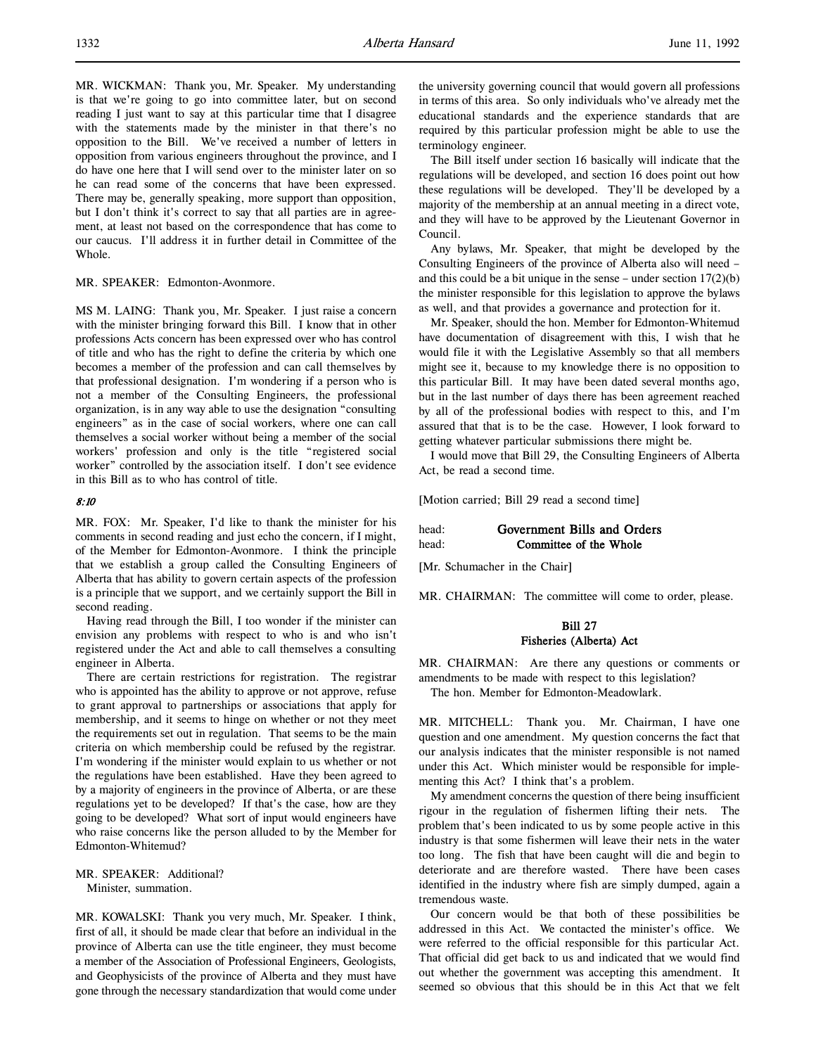MR. WICKMAN: Thank you, Mr. Speaker. My understanding is that we're going to go into committee later, but on second reading I just want to say at this particular time that I disagree with the statements made by the minister in that there's no opposition to the Bill. We've received a number of letters in opposition from various engineers throughout the province, and I do have one here that I will send over to the minister later on so he can read some of the concerns that have been expressed. There may be, generally speaking, more support than opposition, but I don't think it's correct to say that all parties are in agreement, at least not based on the correspondence that has come to our caucus. I'll address it in further detail in Committee of the Whole.

MR. SPEAKER: Edmonton-Avonmore.

MS M. LAING: Thank you, Mr. Speaker. I just raise a concern with the minister bringing forward this Bill. I know that in other professions Acts concern has been expressed over who has control of title and who has the right to define the criteria by which one becomes a member of the profession and can call themselves by that professional designation. I'm wondering if a person who is not a member of the Consulting Engineers, the professional organization, is in any way able to use the designation "consulting engineers" as in the case of social workers, where one can call themselves a social worker without being a member of the social workers' profession and only is the title "registered social worker" controlled by the association itself. I don't see evidence in this Bill as to who has control of title.

*8:10*

MR. FOX: Mr. Speaker, I'd like to thank the minister for his comments in second reading and just echo the concern, if I might, of the Member for Edmonton-Avonmore. I think the principle that we establish a group called the Consulting Engineers of Alberta that has ability to govern certain aspects of the profession is a principle that we support, and we certainly support the Bill in second reading.

Having read through the Bill, I too wonder if the minister can envision any problems with respect to who is and who isn't registered under the Act and able to call themselves a consulting engineer in Alberta.

There are certain restrictions for registration. The registrar who is appointed has the ability to approve or not approve, refuse to grant approval to partnerships or associations that apply for membership, and it seems to hinge on whether or not they meet the requirements set out in regulation. That seems to be the main criteria on which membership could be refused by the registrar. I'm wondering if the minister would explain to us whether or not the regulations have been established. Have they been agreed to by a majority of engineers in the province of Alberta, or are these regulations yet to be developed? If that's the case, how are they going to be developed? What sort of input would engineers have who raise concerns like the person alluded to by the Member for Edmonton-Whitemud?

MR. SPEAKER: Additional?
Minister, summation.

MR. KOWALSKI: Thank you very much, Mr. Speaker. I think, first of all, it should be made clear that before an individual in the province of Alberta can use the title engineer, they must become a member of the Association of Professional Engineers, Geologists, and Geophysicists of the province of Alberta and they must have gone through the necessary standardization that would come under the university governing council that would govern all professions in terms of this area. So only individuals who've already met the educational standards and the experience standards that are required by this particular profession might be able to use the terminology engineer.

The Bill itself under section 16 basically will indicate that the regulations will be developed, and section 16 does point out how these regulations will be developed. They'll be developed by a majority of the membership at an annual meeting in a direct vote, and they will have to be approved by the Lieutenant Governor in Council.

Any bylaws, Mr. Speaker, that might be developed by the Consulting Engineers of the province of Alberta also will need – and this could be a bit unique in the sense – under section 17(2)(b) the minister responsible for this legislation to approve the bylaws as well, and that provides a governance and protection for it.

Mr. Speaker, should the hon. Member for Edmonton-Whitemud have documentation of disagreement with this, I wish that he would file it with the Legislative Assembly so that all members might see it, because to my knowledge there is no opposition to this particular Bill. It may have been dated several months ago, but in the last number of days there has been agreement reached by all of the professional bodies with respect to this, and I'm assured that that is to be the case. However, I look forward to getting whatever particular submissions there might be.

I would move that Bill 29, the Consulting Engineers of Alberta Act, be read a second time.

[Motion carried; Bill 29 read a second time]

head: **Government Bills and Orders**
head: **Committee of the Whole**

[Mr. Schumacher in the Chair]

MR. CHAIRMAN: The committee will come to order, please.

## Bill 27
## Fisheries (Alberta) Act

MR. CHAIRMAN: Are there any questions or comments or amendments to be made with respect to this legislation?
The hon. Member for Edmonton-Meadowlark.

MR. MITCHELL: Thank you. Mr. Chairman, I have one question and one amendment. My question concerns the fact that our analysis indicates that the minister responsible is not named under this Act. Which minister would be responsible for implementing this Act? I think that's a problem.

My amendment concerns the question of there being insufficient rigour in the regulation of fishermen lifting their nets. The problem that's been indicated to us by some people active in this industry is that some fishermen will leave their nets in the water too long. The fish that have been caught will die and begin to deteriorate and are therefore wasted. There have been cases identified in the industry where fish are simply dumped, again a tremendous waste.

Our concern would be that both of these possibilities be addressed in this Act. We contacted the minister's office. We were referred to the official responsible for this particular Act. That official did get back to us and indicated that we would find out whether the government was accepting this amendment. It seemed so obvious that this should be in this Act that we felt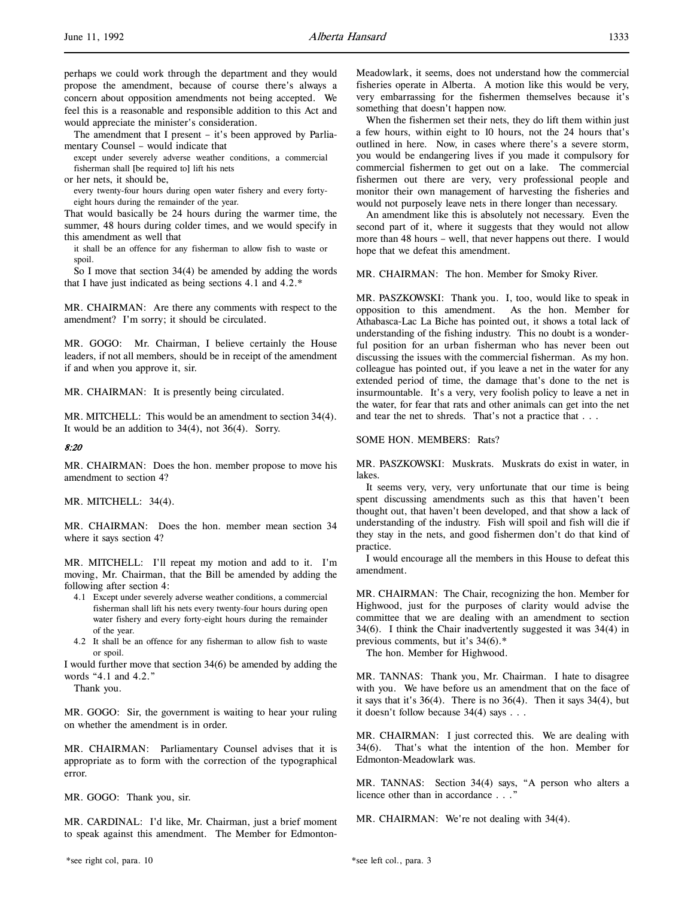perhaps we could work through the department and they would propose the amendment, because of course there's always a concern about opposition amendments not being accepted. We feel this is a reasonable and responsible addition to this Act and would appreciate the minister's consideration.

The amendment that I present – it's been approved by Parliamentary Counsel – would indicate that

> except under severely adverse weather conditions, a commercial fisherman shall [be required to] lift his nets

or her nets, it should be,

> every twenty-four hours during open water fishery and every forty-eight hours during the remainder of the year.

That would basically be 24 hours during the warmer time, the summer, 48 hours during colder times, and we would specify in this amendment as well that

> it shall be an offence for any fisherman to allow fish to waste or spoil.

So I move that section 34(4) be amended by adding the words that I have just indicated as being sections 4.1 and 4.2.*

MR. CHAIRMAN: Are there any comments with respect to the amendment? I'm sorry; it should be circulated.

MR. GOGO: Mr. Chairman, I believe certainly the House leaders, if not all members, should be in receipt of the amendment if and when you approve it, sir.

MR. CHAIRMAN: It is presently being circulated.

MR. MITCHELL: This would be an amendment to section 34(4). It would be an addition to 34(4), not 36(4). Sorry.

*8:20*

MR. CHAIRMAN: Does the hon. member propose to move his amendment to section 4?

MR. MITCHELL: 34(4).

MR. CHAIRMAN: Does the hon. member mean section 34 where it says section 4?

MR. MITCHELL: I'll repeat my motion and add to it. I'm moving, Mr. Chairman, that the Bill be amended by adding the following after section 4:

> 4.1 Except under severely adverse weather conditions, a commercial fisherman shall lift his nets every twenty-four hours during open water fishery and every forty-eight hours during the remainder of the year.
>
> 4.2 It shall be an offence for any fisherman to allow fish to waste or spoil.

I would further move that section 34(6) be amended by adding the words "4.1 and 4.2."

Thank you.

MR. GOGO: Sir, the government is waiting to hear your ruling on whether the amendment is in order.

MR. CHAIRMAN: Parliamentary Counsel advises that it is appropriate as to form with the correction of the typographical error.

MR. GOGO: Thank you, sir.

MR. CARDINAL: I'd like, Mr. Chairman, just a brief moment to speak against this amendment. The Member for Edmonton-Meadowlark, it seems, does not understand how the commercial fisheries operate in Alberta. A motion like this would be very, very embarrassing for the fishermen themselves because it's something that doesn't happen now.

When the fishermen set their nets, they do lift them within just a few hours, within eight to 10 hours, not the 24 hours that's outlined in here. Now, in cases where there's a severe storm, you would be endangering lives if you made it compulsory for commercial fishermen to get out on a lake. The commercial fishermen out there are very, very professional people and monitor their own management of harvesting the fisheries and would not purposely leave nets in there longer than necessary.

An amendment like this is absolutely not necessary. Even the second part of it, where it suggests that they would not allow more than 48 hours – well, that never happens out there. I would hope that we defeat this amendment.

MR. CHAIRMAN: The hon. Member for Smoky River.

MR. PASZKOWSKI: Thank you. I, too, would like to speak in opposition to this amendment. As the hon. Member for Athabasca-Lac La Biche has pointed out, it shows a total lack of understanding of the fishing industry. This no doubt is a wonderful position for an urban fisherman who has never been out discussing the issues with the commercial fisherman. As my hon. colleague has pointed out, if you leave a net in the water for any extended period of time, the damage that's done to the net is insurmountable. It's a very, very foolish policy to leave a net in the water, for fear that rats and other animals can get into the net and tear the net to shreds. That's not a practice that . . .

SOME HON. MEMBERS: Rats?

MR. PASZKOWSKI: Muskrats. Muskrats do exist in water, in lakes.

It seems very, very, very unfortunate that our time is being spent discussing amendments such as this that haven't been thought out, that haven't been developed, and that show a lack of understanding of the industry. Fish will spoil and fish will die if they stay in the nets, and good fishermen don't do that kind of practice.

I would encourage all the members in this House to defeat this amendment.

MR. CHAIRMAN: The Chair, recognizing the hon. Member for Highwood, just for the purposes of clarity would advise the committee that we are dealing with an amendment to section 34(6). I think the Chair inadvertently suggested it was 34(4) in previous comments, but it's 34(6).*

The hon. Member for Highwood.

MR. TANNAS: Thank you, Mr. Chairman. I hate to disagree with you. We have before us an amendment that on the face of it says that it's 36(4). There is no 36(4). Then it says 34(4), but it doesn't follow because 34(4) says . . .

MR. CHAIRMAN: I just corrected this. We are dealing with 34(6). That's what the intention of the hon. Member for Edmonton-Meadowlark was.

MR. TANNAS: Section 34(4) says, "A person who alters a licence other than in accordance . . ."

MR. CHAIRMAN: We're not dealing with 34(4).

*see right col, para. 10

*see left col., para. 3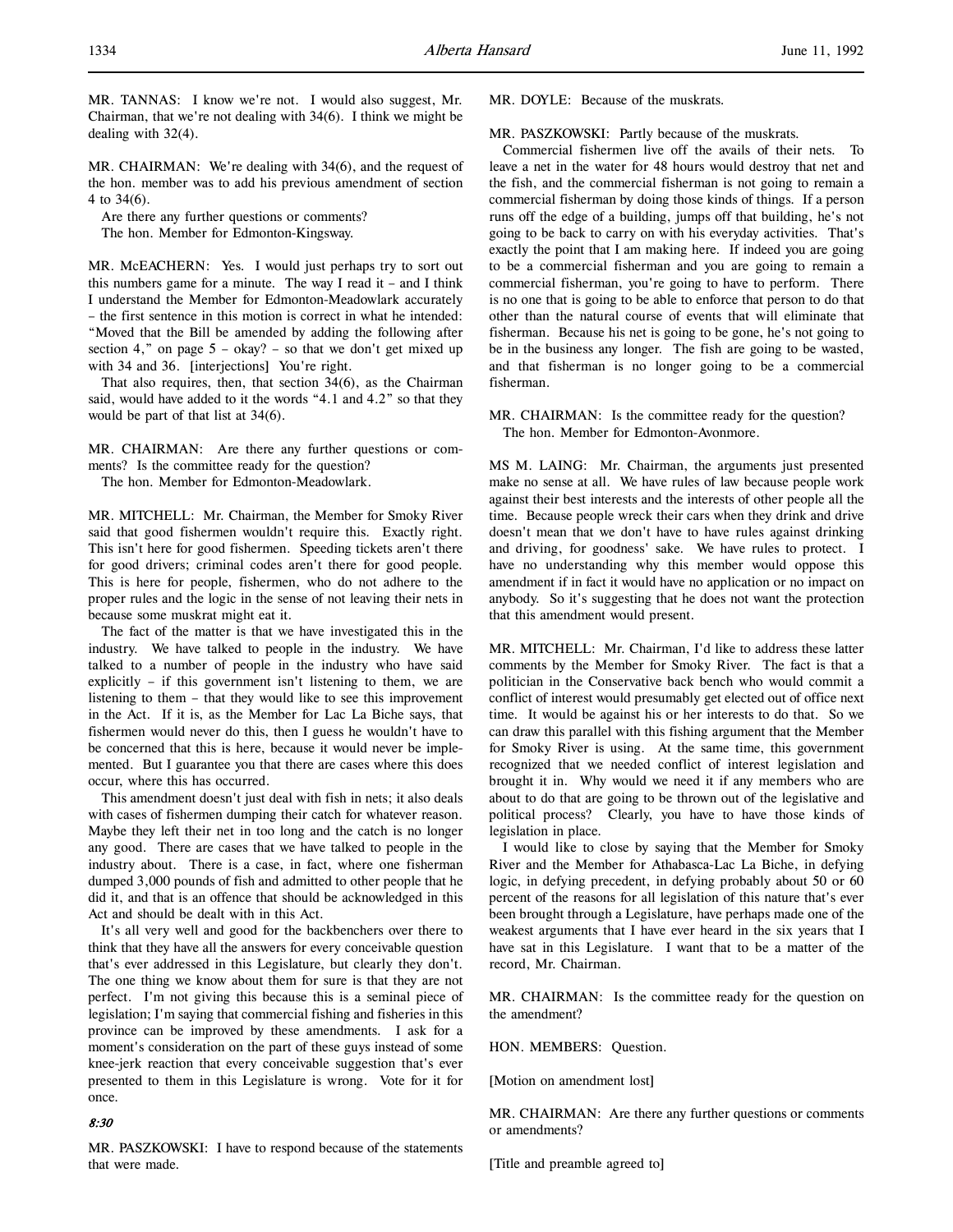MR. TANNAS: I know we're not. I would also suggest, Mr. Chairman, that we're not dealing with 34(6). I think we might be dealing with 32(4).

MR. CHAIRMAN: We're dealing with 34(6), and the request of the hon. member was to add his previous amendment of section 4 to 34(6).

Are there any further questions or comments?

The hon. Member for Edmonton-Kingsway.

MR. McEACHERN: Yes. I would just perhaps try to sort out this numbers game for a minute. The way I read it – and I think I understand the Member for Edmonton-Meadowlark accurately – the first sentence in this motion is correct in what he intended: "Moved that the Bill be amended by adding the following after section 4," on page 5 – okay? – so that we don't get mixed up with 34 and 36. [interjections] You're right.

That also requires, then, that section 34(6), as the Chairman said, would have added to it the words "4.1 and 4.2" so that they would be part of that list at 34(6).

MR. CHAIRMAN: Are there any further questions or comments? Is the committee ready for the question?

The hon. Member for Edmonton-Meadowlark.

MR. MITCHELL: Mr. Chairman, the Member for Smoky River said that good fishermen wouldn't require this. Exactly right. This isn't here for good fishermen. Speeding tickets aren't there for good drivers; criminal codes aren't there for good people. This is here for people, fishermen, who do not adhere to the proper rules and the logic in the sense of not leaving their nets in because some muskrat might eat it.

The fact of the matter is that we have investigated this in the industry. We have talked to people in the industry. We have talked to a number of people in the industry who have said explicitly – if this government isn't listening to them, we are listening to them – that they would like to see this improvement in the Act. If it is, as the Member for Lac La Biche says, that fishermen would never do this, then I guess he wouldn't have to be concerned that this is here, because it would never be implemented. But I guarantee you that there are cases where this does occur, where this has occurred.

This amendment doesn't just deal with fish in nets; it also deals with cases of fishermen dumping their catch for whatever reason. Maybe they left their net in too long and the catch is no longer any good. There are cases that we have talked to people in the industry about. There is a case, in fact, where one fisherman dumped 3,000 pounds of fish and admitted to other people that he did it, and that is an offence that should be acknowledged in this Act and should be dealt with in this Act.

It's all very well and good for the backbenchers over there to think that they have all the answers for every conceivable question that's ever addressed in this Legislature, but clearly they don't. The one thing we know about them for sure is that they are not perfect. I'm not giving this because this is a seminal piece of legislation; I'm saying that commercial fishing and fisheries in this province can be improved by these amendments. I ask for a moment's consideration on the part of these guys instead of some knee-jerk reaction that every conceivable suggestion that's ever presented to them in this Legislature is wrong. Vote for it for once.

*8:30*

MR. PASZKOWSKI: I have to respond because of the statements that were made.

MR. DOYLE: Because of the muskrats.

MR. PASZKOWSKI: Partly because of the muskrats.

Commercial fishermen live off the avails of their nets. To leave a net in the water for 48 hours would destroy that net and the fish, and the commercial fisherman is not going to remain a commercial fisherman by doing those kinds of things. If a person runs off the edge of a building, jumps off that building, he's not going to be back to carry on with his everyday activities. That's exactly the point that I am making here. If indeed you are going to be a commercial fisherman and you are going to remain a commercial fisherman, you're going to have to perform. There is no one that is going to be able to enforce that person to do that other than the natural course of events that will eliminate that fisherman. Because his net is going to be gone, he's not going to be in the business any longer. The fish are going to be wasted, and that fisherman is no longer going to be a commercial fisherman.

MR. CHAIRMAN: Is the committee ready for the question?

The hon. Member for Edmonton-Avonmore.

MS M. LAING: Mr. Chairman, the arguments just presented make no sense at all. We have rules of law because people work against their best interests and the interests of other people all the time. Because people wreck their cars when they drink and drive doesn't mean that we don't have to have rules against drinking and driving, for goodness' sake. We have rules to protect. I have no understanding why this member would oppose this amendment if in fact it would have no application or no impact on anybody. So it's suggesting that he does not want the protection that this amendment would present.

MR. MITCHELL: Mr. Chairman, I'd like to address these latter comments by the Member for Smoky River. The fact is that a politician in the Conservative back bench who would commit a conflict of interest would presumably get elected out of office next time. It would be against his or her interests to do that. So we can draw this parallel with this fishing argument that the Member for Smoky River is using. At the same time, this government recognized that we needed conflict of interest legislation and brought it in. Why would we need it if any members who are about to do that are going to be thrown out of the legislative and political process? Clearly, you have to have those kinds of legislation in place.

I would like to close by saying that the Member for Smoky River and the Member for Athabasca-Lac La Biche, in defying logic, in defying precedent, in defying probably about 50 or 60 percent of the reasons for all legislation of this nature that's ever been brought through a Legislature, have perhaps made one of the weakest arguments that I have ever heard in the six years that I have sat in this Legislature. I want that to be a matter of the record, Mr. Chairman.

MR. CHAIRMAN: Is the committee ready for the question on the amendment?

HON. MEMBERS: Question.

[Motion on amendment lost]

MR. CHAIRMAN: Are there any further questions or comments or amendments?

[Title and preamble agreed to]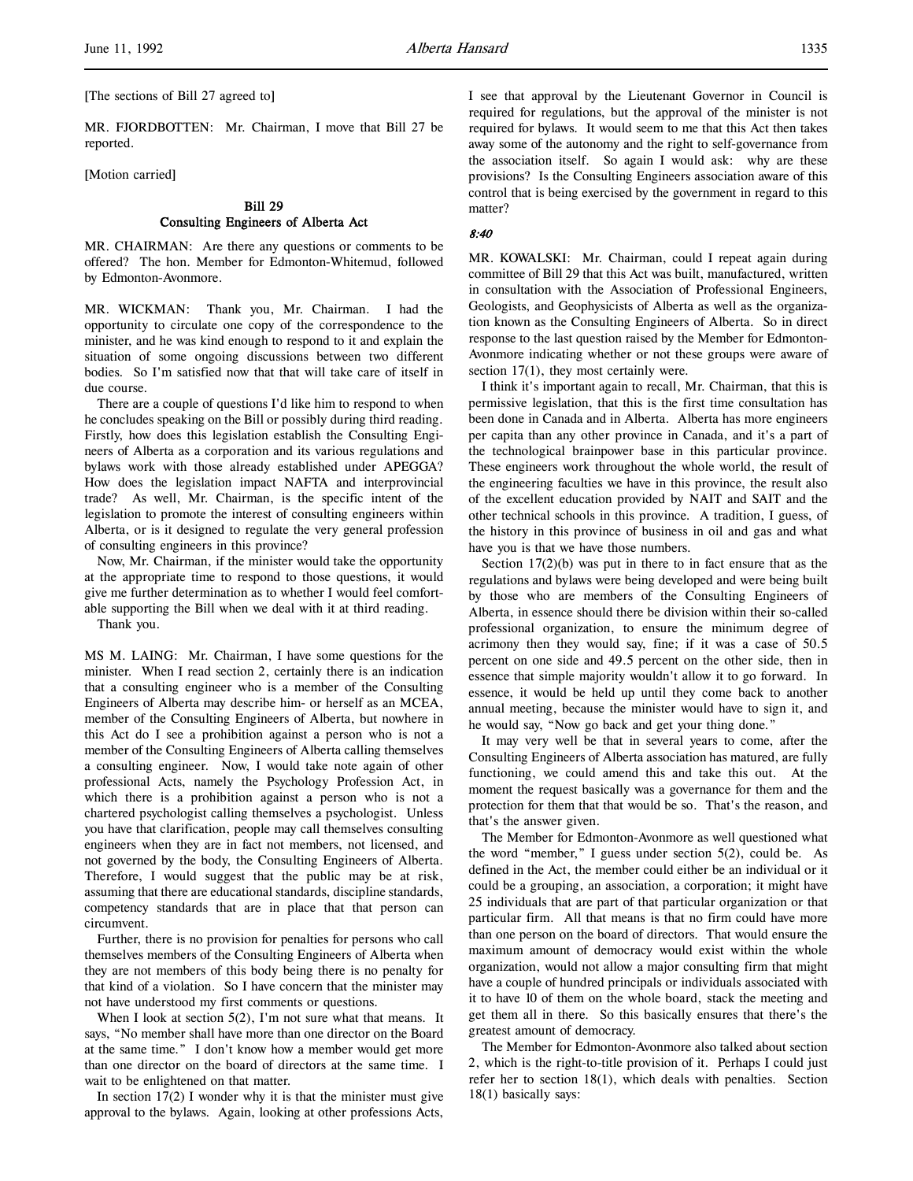[The sections of Bill 27 agreed to]

MR. FJORDBOTTEN: Mr. Chairman, I move that Bill 27 be reported.

[Motion carried]

## Bill 29
## Consulting Engineers of Alberta Act

MR. CHAIRMAN: Are there any questions or comments to be offered? The hon. Member for Edmonton-Whitemud, followed by Edmonton-Avonmore.

MR. WICKMAN: Thank you, Mr. Chairman. I had the opportunity to circulate one copy of the correspondence to the minister, and he was kind enough to respond to it and explain the situation of some ongoing discussions between two different bodies. So I'm satisfied now that that will take care of itself in due course.

There are a couple of questions I'd like him to respond to when he concludes speaking on the Bill or possibly during third reading. Firstly, how does this legislation establish the Consulting Engineers of Alberta as a corporation and its various regulations and bylaws work with those already established under APEGGA? How does the legislation impact NAFTA and interprovincial trade? As well, Mr. Chairman, is the specific intent of the legislation to promote the interest of consulting engineers within Alberta, or is it designed to regulate the very general profession of consulting engineers in this province?

Now, Mr. Chairman, if the minister would take the opportunity at the appropriate time to respond to those questions, it would give me further determination as to whether I would feel comfortable supporting the Bill when we deal with it at third reading.

Thank you.

MS M. LAING: Mr. Chairman, I have some questions for the minister. When I read section 2, certainly there is an indication that a consulting engineer who is a member of the Consulting Engineers of Alberta may describe him- or herself as an MCEA, member of the Consulting Engineers of Alberta, but nowhere in this Act do I see a prohibition against a person who is not a member of the Consulting Engineers of Alberta calling themselves a consulting engineer. Now, I would take note again of other professional Acts, namely the Psychology Profession Act, in which there is a prohibition against a person who is not a chartered psychologist calling themselves a psychologist. Unless you have that clarification, people may call themselves consulting engineers when they are in fact not members, not licensed, and not governed by the body, the Consulting Engineers of Alberta. Therefore, I would suggest that the public may be at risk, assuming that there are educational standards, discipline standards, competency standards that are in place that that person can circumvent.

Further, there is no provision for penalties for persons who call themselves members of the Consulting Engineers of Alberta when they are not members of this body being there is no penalty for that kind of a violation. So I have concern that the minister may not have understood my first comments or questions.

When I look at section 5(2), I'm not sure what that means. It says, "No member shall have more than one director on the Board at the same time." I don't know how a member would get more than one director on the board of directors at the same time. I wait to be enlightened on that matter.

In section 17(2) I wonder why it is that the minister must give approval to the bylaws. Again, looking at other professions Acts, I see that approval by the Lieutenant Governor in Council is required for regulations, but the approval of the minister is not required for bylaws. It would seem to me that this Act then takes away some of the autonomy and the right to self-governance from the association itself. So again I would ask: why are these provisions? Is the Consulting Engineers association aware of this control that is being exercised by the government in regard to this matter?

*8:40*

MR. KOWALSKI: Mr. Chairman, could I repeat again during committee of Bill 29 that this Act was built, manufactured, written in consultation with the Association of Professional Engineers, Geologists, and Geophysicists of Alberta as well as the organization known as the Consulting Engineers of Alberta. So in direct response to the last question raised by the Member for Edmonton-Avonmore indicating whether or not these groups were aware of section 17(1), they most certainly were.

I think it's important again to recall, Mr. Chairman, that this is permissive legislation, that this is the first time consultation has been done in Canada and in Alberta. Alberta has more engineers per capita than any other province in Canada, and it's a part of the technological brainpower base in this particular province. These engineers work throughout the whole world, the result of the engineering faculties we have in this province, the result also of the excellent education provided by NAIT and SAIT and the other technical schools in this province. A tradition, I guess, of the history in this province of business in oil and gas and what have you is that we have those numbers.

Section 17(2)(b) was put in there to in fact ensure that as the regulations and bylaws were being developed and were being built by those who are members of the Consulting Engineers of Alberta, in essence should there be division within their so-called professional organization, to ensure the minimum degree of acrimony then they would say, fine; if it was a case of 50.5 percent on one side and 49.5 percent on the other side, then in essence that simple majority wouldn't allow it to go forward. In essence, it would be held up until they come back to another annual meeting, because the minister would have to sign it, and he would say, "Now go back and get your thing done."

It may very well be that in several years to come, after the Consulting Engineers of Alberta association has matured, are fully functioning, we could amend this and take this out. At the moment the request basically was a governance for them and the protection for them that that would be so. That's the reason, and that's the answer given.

The Member for Edmonton-Avonmore as well questioned what the word "member," I guess under section 5(2), could be. As defined in the Act, the member could either be an individual or it could be a grouping, an association, a corporation; it might have 25 individuals that are part of that particular organization or that particular firm. All that means is that no firm could have more than one person on the board of directors. That would ensure the maximum amount of democracy would exist within the whole organization, would not allow a major consulting firm that might have a couple of hundred principals or individuals associated with it to have 10 of them on the whole board, stack the meeting and get them all in there. So this basically ensures that there's the greatest amount of democracy.

The Member for Edmonton-Avonmore also talked about section 2, which is the right-to-title provision of it. Perhaps I could just refer her to section 18(1), which deals with penalties. Section 18(1) basically says: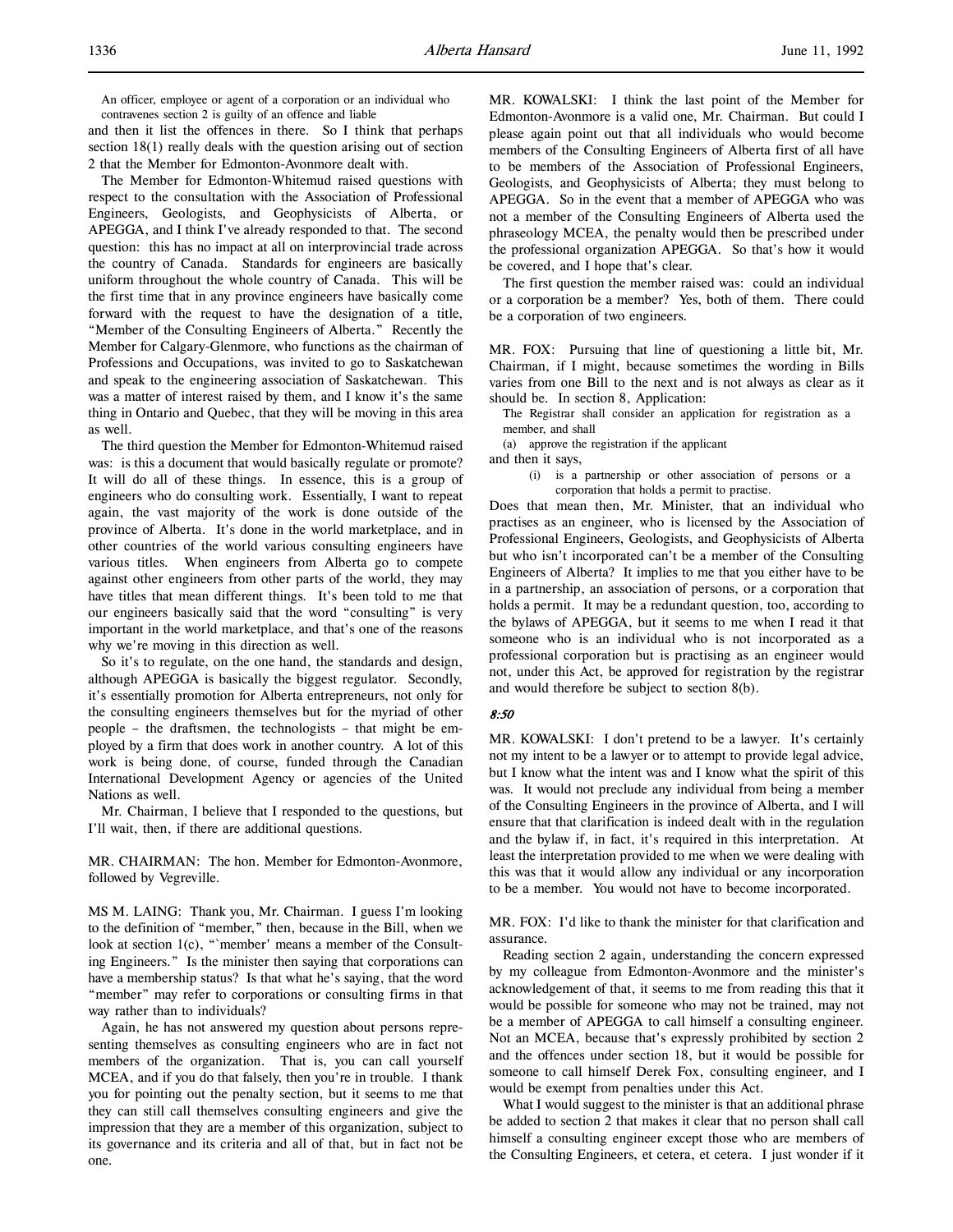An officer, employee or agent of a corporation or an individual who contravenes section 2 is guilty of an offence and liable

and then it list the offences in there. So I think that perhaps section 18(1) really deals with the question arising out of section 2 that the Member for Edmonton-Avonmore dealt with.

The Member for Edmonton-Whitemud raised questions with respect to the consultation with the Association of Professional Engineers, Geologists, and Geophysicists of Alberta, or APEGGA, and I think I've already responded to that. The second question: this has no impact at all on interprovincial trade across the country of Canada. Standards for engineers are basically uniform throughout the whole country of Canada. This will be the first time that in any province engineers have basically come forward with the request to have the designation of a title, "Member of the Consulting Engineers of Alberta." Recently the Member for Calgary-Glenmore, who functions as the chairman of Professions and Occupations, was invited to go to Saskatchewan and speak to the engineering association of Saskatchewan. This was a matter of interest raised by them, and I know it's the same thing in Ontario and Quebec, that they will be moving in this area as well.

The third question the Member for Edmonton-Whitemud raised was: is this a document that would basically regulate or promote? It will do all of these things. In essence, this is a group of engineers who do consulting work. Essentially, I want to repeat again, the vast majority of the work is done outside of the province of Alberta. It's done in the world marketplace, and in other countries of the world various consulting engineers have various titles. When engineers from Alberta go to compete against other engineers from other parts of the world, they may have titles that mean different things. It's been told to me that our engineers basically said that the word "consulting" is very important in the world marketplace, and that's one of the reasons why we're moving in this direction as well.

So it's to regulate, on the one hand, the standards and design, although APEGGA is basically the biggest regulator. Secondly, it's essentially promotion for Alberta entrepreneurs, not only for the consulting engineers themselves but for the myriad of other people – the draftsmen, the technologists – that might be employed by a firm that does work in another country. A lot of this work is being done, of course, funded through the Canadian International Development Agency or agencies of the United Nations as well.

Mr. Chairman, I believe that I responded to the questions, but I'll wait, then, if there are additional questions.

MR. CHAIRMAN: The hon. Member for Edmonton-Avonmore, followed by Vegreville.

MS M. LAING: Thank you, Mr. Chairman. I guess I'm looking to the definition of "member," then, because in the Bill, when we look at section 1(c), "'member' means a member of the Consulting Engineers." Is the minister then saying that corporations can have a membership status? Is that what he's saying, that the word "member" may refer to corporations or consulting firms in that way rather than to individuals?

Again, he has not answered my question about persons representing themselves as consulting engineers who are in fact not members of the organization. That is, you can call yourself MCEA, and if you do that falsely, then you're in trouble. I thank you for pointing out the penalty section, but it seems to me that they can still call themselves consulting engineers and give the impression that they are a member of this organization, subject to its governance and its criteria and all of that, but in fact not be one.

MR. KOWALSKI: I think the last point of the Member for Edmonton-Avonmore is a valid one, Mr. Chairman. But could I please again point out that all individuals who would become members of the Consulting Engineers of Alberta first of all have to be members of the Association of Professional Engineers, Geologists, and Geophysicists of Alberta; they must belong to APEGGA. So in the event that a member of APEGGA who was not a member of the Consulting Engineers of Alberta used the phraseology MCEA, the penalty would then be prescribed under the professional organization APEGGA. So that's how it would be covered, and I hope that's clear.

The first question the member raised was: could an individual or a corporation be a member? Yes, both of them. There could be a corporation of two engineers.

MR. FOX: Pursuing that line of questioning a little bit, Mr. Chairman, if I might, because sometimes the wording in Bills varies from one Bill to the next and is not always as clear as it should be. In section 8, Application:

The Registrar shall consider an application for registration as a member, and shall

(a) approve the registration if the applicant

and then it says,

(i) is a partnership or other association of persons or a corporation that holds a permit to practise.

Does that mean then, Mr. Minister, that an individual who practises as an engineer, who is licensed by the Association of Professional Engineers, Geologists, and Geophysicists of Alberta but who isn't incorporated can't be a member of the Consulting Engineers of Alberta? It implies to me that you either have to be in a partnership, an association of persons, or a corporation that holds a permit. It may be a redundant question, too, according to the bylaws of APEGGA, but it seems to me when I read it that someone who is an individual who is not incorporated as a professional corporation but is practising as an engineer would not, under this Act, be approved for registration by the registrar and would therefore be subject to section 8(b).

*8:50*

MR. KOWALSKI: I don't pretend to be a lawyer. It's certainly not my intent to be a lawyer or to attempt to provide legal advice, but I know what the intent was and I know what the spirit of this was. It would not preclude any individual from being a member of the Consulting Engineers in the province of Alberta, and I will ensure that that clarification is indeed dealt with in the regulation and the bylaw if, in fact, it's required in this interpretation. At least the interpretation provided to me when we were dealing with this was that it would allow any individual or any incorporation to be a member. You would not have to become incorporated.

MR. FOX: I'd like to thank the minister for that clarification and assurance.

Reading section 2 again, understanding the concern expressed by my colleague from Edmonton-Avonmore and the minister's acknowledgement of that, it seems to me from reading this that it would be possible for someone who may not be trained, may not be a member of APEGGA to call himself a consulting engineer. Not an MCEA, because that's expressly prohibited by section 2 and the offences under section 18, but it would be possible for someone to call himself Derek Fox, consulting engineer, and I would be exempt from penalties under this Act.

What I would suggest to the minister is that an additional phrase be added to section 2 that makes it clear that no person shall call himself a consulting engineer except those who are members of the Consulting Engineers, et cetera, et cetera. I just wonder if it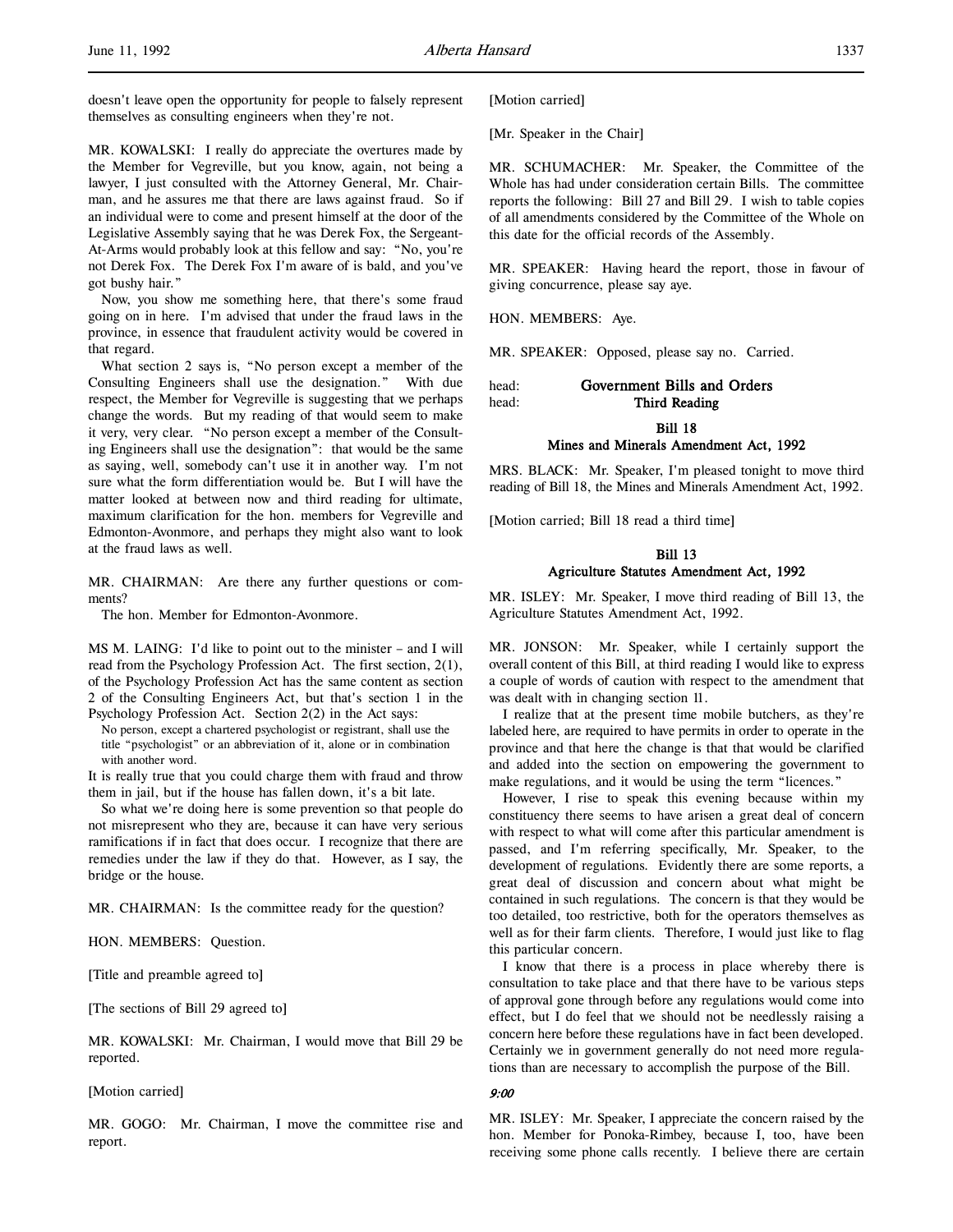doesn't leave open the opportunity for people to falsely represent themselves as consulting engineers when they're not.

MR. KOWALSKI: I really do appreciate the overtures made by the Member for Vegreville, but you know, again, not being a lawyer, I just consulted with the Attorney General, Mr. Chairman, and he assures me that there are laws against fraud. So if an individual were to come and present himself at the door of the Legislative Assembly saying that he was Derek Fox, the Sergeant-At-Arms would probably look at this fellow and say: "No, you're not Derek Fox. The Derek Fox I'm aware of is bald, and you've got bushy hair."

Now, you show me something here, that there's some fraud going on in here. I'm advised that under the fraud laws in the province, in essence that fraudulent activity would be covered in that regard.

What section 2 says is, "No person except a member of the Consulting Engineers shall use the designation." With due respect, the Member for Vegreville is suggesting that we perhaps change the words. But my reading of that would seem to make it very, very clear. "No person except a member of the Consulting Engineers shall use the designation": that would be the same as saying, well, somebody can't use it in another way. I'm not sure what the form differentiation would be. But I will have the matter looked at between now and third reading for ultimate, maximum clarification for the hon. members for Vegreville and Edmonton-Avonmore, and perhaps they might also want to look at the fraud laws as well.

MR. CHAIRMAN: Are there any further questions or comments?

The hon. Member for Edmonton-Avonmore.

MS M. LAING: I'd like to point out to the minister – and I will read from the Psychology Profession Act. The first section, 2(1), of the Psychology Profession Act has the same content as section 2 of the Consulting Engineers Act, but that's section 1 in the Psychology Profession Act. Section 2(2) in the Act says:

> No person, except a chartered psychologist or registrant, shall use the title "psychologist" or an abbreviation of it, alone or in combination with another word.

It is really true that you could charge them with fraud and throw them in jail, but if the house has fallen down, it's a bit late.

So what we're doing here is some prevention so that people do not misrepresent who they are, because it can have very serious ramifications if in fact that does occur. I recognize that there are remedies under the law if they do that. However, as I say, the bridge or the house.

MR. CHAIRMAN: Is the committee ready for the question?

HON. MEMBERS: Question.

[Title and preamble agreed to]

[The sections of Bill 29 agreed to]

MR. KOWALSKI: Mr. Chairman, I would move that Bill 29 be reported.

[Motion carried]

MR. GOGO: Mr. Chairman, I move the committee rise and report.

[Motion carried]

[Mr. Speaker in the Chair]

MR. SCHUMACHER: Mr. Speaker, the Committee of the Whole has had under consideration certain Bills. The committee reports the following: Bill 27 and Bill 29. I wish to table copies of all amendments considered by the Committee of the Whole on this date for the official records of the Assembly.

MR. SPEAKER: Having heard the report, those in favour of giving concurrence, please say aye.

HON. MEMBERS: Aye.

MR. SPEAKER: Opposed, please say no. Carried.

head: **Government Bills and Orders**
head: **Third Reading**

## Bill 18
## Mines and Minerals Amendment Act, 1992

MRS. BLACK: Mr. Speaker, I'm pleased tonight to move third reading of Bill 18, the Mines and Minerals Amendment Act, 1992.

[Motion carried; Bill 18 read a third time]

## Bill 13
## Agriculture Statutes Amendment Act, 1992

MR. ISLEY: Mr. Speaker, I move third reading of Bill 13, the Agriculture Statutes Amendment Act, 1992.

MR. JONSON: Mr. Speaker, while I certainly support the overall content of this Bill, at third reading I would like to express a couple of words of caution with respect to the amendment that was dealt with in changing section 11.

I realize that at the present time mobile butchers, as they're labeled here, are required to have permits in order to operate in the province and that here the change is that that would be clarified and added into the section on empowering the government to make regulations, and it would be using the term "licences."

However, I rise to speak this evening because within my constituency there seems to have arisen a great deal of concern with respect to what will come after this particular amendment is passed, and I'm referring specifically, Mr. Speaker, to the development of regulations. Evidently there are some reports, a great deal of discussion and concern about what might be contained in such regulations. The concern is that they would be too detailed, too restrictive, both for the operators themselves as well as for their farm clients. Therefore, I would just like to flag this particular concern.

I know that there is a process in place whereby there is consultation to take place and that there have to be various steps of approval gone through before any regulations would come into effect, but I do feel that we should not be needlessly raising a concern here before these regulations have in fact been developed. Certainly we in government generally do not need more regulations than are necessary to accomplish the purpose of the Bill.

*9:00*

MR. ISLEY: Mr. Speaker, I appreciate the concern raised by the hon. Member for Ponoka-Rimbey, because I, too, have been receiving some phone calls recently. I believe there are certain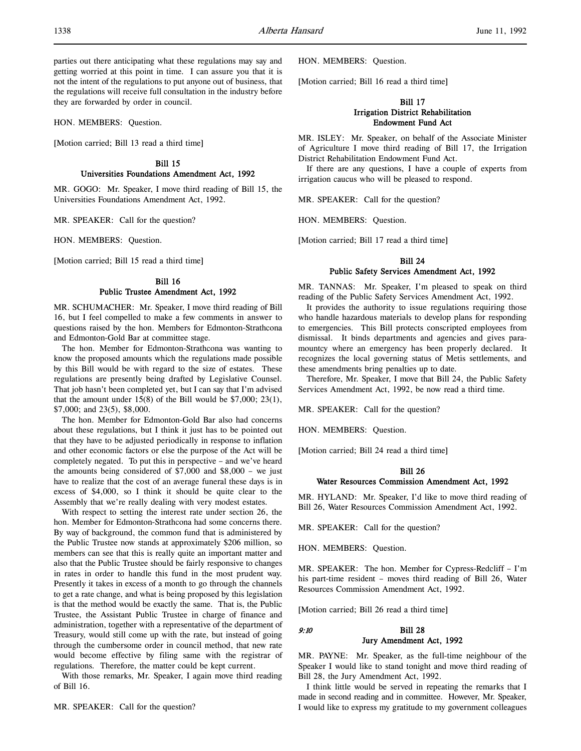parties out there anticipating what these regulations may say and getting worried at this point in time. I can assure you that it is not the intent of the regulations to put anyone out of business, that the regulations will receive full consultation in the industry before they are forwarded by order in council.

HON. MEMBERS: Question.

[Motion carried; Bill 13 read a third time]

### Bill 15
### Universities Foundations Amendment Act, 1992

MR. GOGO: Mr. Speaker, I move third reading of Bill 15, the Universities Foundations Amendment Act, 1992.

MR. SPEAKER: Call for the question?

HON. MEMBERS: Question.

[Motion carried; Bill 15 read a third time]

### Bill 16
### Public Trustee Amendment Act, 1992

MR. SCHUMACHER: Mr. Speaker, I move third reading of Bill 16, but I feel compelled to make a few comments in answer to questions raised by the hon. Members for Edmonton-Strathcona and Edmonton-Gold Bar at committee stage.

The hon. Member for Edmonton-Strathcona was wanting to know the proposed amounts which the regulations made possible by this Bill would be with regard to the size of estates. These regulations are presently being drafted by Legislative Counsel. That job hasn't been completed yet, but I can say that I'm advised that the amount under 15(8) of the Bill would be $7,000; 23(1), $7,000; and 23(5), $8,000.

The hon. Member for Edmonton-Gold Bar also had concerns about these regulations, but I think it just has to be pointed out that they have to be adjusted periodically in response to inflation and other economic factors or else the purpose of the Act will be completely negated. To put this in perspective – and we've heard the amounts being considered of $7,000 and $8,000 – we just have to realize that the cost of an average funeral these days is in excess of $4,000, so I think it should be quite clear to the Assembly that we're really dealing with very modest estates.

With respect to setting the interest rate under section 26, the hon. Member for Edmonton-Strathcona had some concerns there. By way of background, the common fund that is administered by the Public Trustee now stands at approximately $206 million, so members can see that this is really quite an important matter and also that the Public Trustee should be fairly responsive to changes in rates in order to handle this fund in the most prudent way. Presently it takes in excess of a month to go through the channels to get a rate change, and what is being proposed by this legislation is that the method would be exactly the same. That is, the Public Trustee, the Assistant Public Trustee in charge of finance and administration, together with a representative of the department of Treasury, would still come up with the rate, but instead of going through the cumbersome order in council method, that new rate would become effective by filing same with the registrar of regulations. Therefore, the matter could be kept current.

With those remarks, Mr. Speaker, I again move third reading of Bill 16.

MR. SPEAKER: Call for the question?

HON. MEMBERS: Question.

[Motion carried; Bill 16 read a third time]

### Bill 17
### Irrigation District Rehabilitation Endowment Fund Act

MR. ISLEY: Mr. Speaker, on behalf of the Associate Minister of Agriculture I move third reading of Bill 17, the Irrigation District Rehabilitation Endowment Fund Act.

If there are any questions, I have a couple of experts from irrigation caucus who will be pleased to respond.

MR. SPEAKER: Call for the question?

HON. MEMBERS: Question.

[Motion carried; Bill 17 read a third time]

### Bill 24
### Public Safety Services Amendment Act, 1992

MR. TANNAS: Mr. Speaker, I'm pleased to speak on third reading of the Public Safety Services Amendment Act, 1992.

It provides the authority to issue regulations requiring those who handle hazardous materials to develop plans for responding to emergencies. This Bill protects conscripted employees from dismissal. It binds departments and agencies and gives paramountcy where an emergency has been properly declared. It recognizes the local governing status of Metis settlements, and these amendments bring penalties up to date.

Therefore, Mr. Speaker, I move that Bill 24, the Public Safety Services Amendment Act, 1992, be now read a third time.

MR. SPEAKER: Call for the question?

HON. MEMBERS: Question.

[Motion carried; Bill 24 read a third time]

### Bill 26
### Water Resources Commission Amendment Act, 1992

MR. HYLAND: Mr. Speaker, I'd like to move third reading of Bill 26, Water Resources Commission Amendment Act, 1992.

MR. SPEAKER: Call for the question?

HON. MEMBERS: Question.

MR. SPEAKER: The hon. Member for Cypress-Redcliff – I'm his part-time resident – moves third reading of Bill 26, Water Resources Commission Amendment Act, 1992.

[Motion carried; Bill 26 read a third time]

*9:10*

### Bill 28
### Jury Amendment Act, 1992

MR. PAYNE: Mr. Speaker, as the full-time neighbour of the Speaker I would like to stand tonight and move third reading of Bill 28, the Jury Amendment Act, 1992.

I think little would be served in repeating the remarks that I made in second reading and in committee. However, Mr. Speaker, I would like to express my gratitude to my government colleagues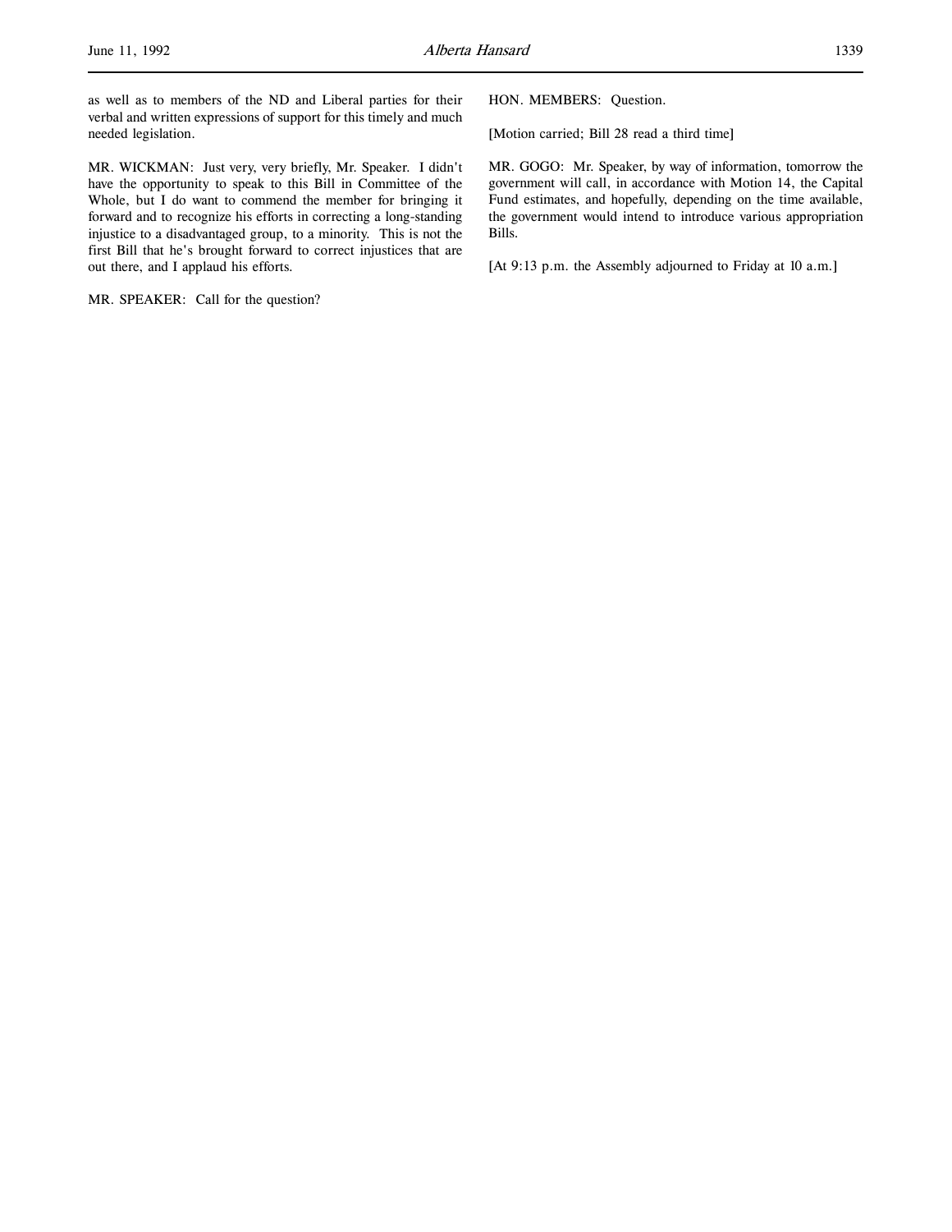as well as to members of the ND and Liberal parties for their verbal and written expressions of support for this timely and much needed legislation.

MR. WICKMAN: Just very, very briefly, Mr. Speaker. I didn't have the opportunity to speak to this Bill in Committee of the Whole, but I do want to commend the member for bringing it forward and to recognize his efforts in correcting a long-standing injustice to a disadvantaged group, to a minority. This is not the first Bill that he's brought forward to correct injustices that are out there, and I applaud his efforts.

MR. SPEAKER: Call for the question?

HON. MEMBERS: Question.

[Motion carried; Bill 28 read a third time]

MR. GOGO: Mr. Speaker, by way of information, tomorrow the government will call, in accordance with Motion 14, the Capital Fund estimates, and hopefully, depending on the time available, the government would intend to introduce various appropriation Bills.

[At 9:13 p.m. the Assembly adjourned to Friday at 10 a.m.]